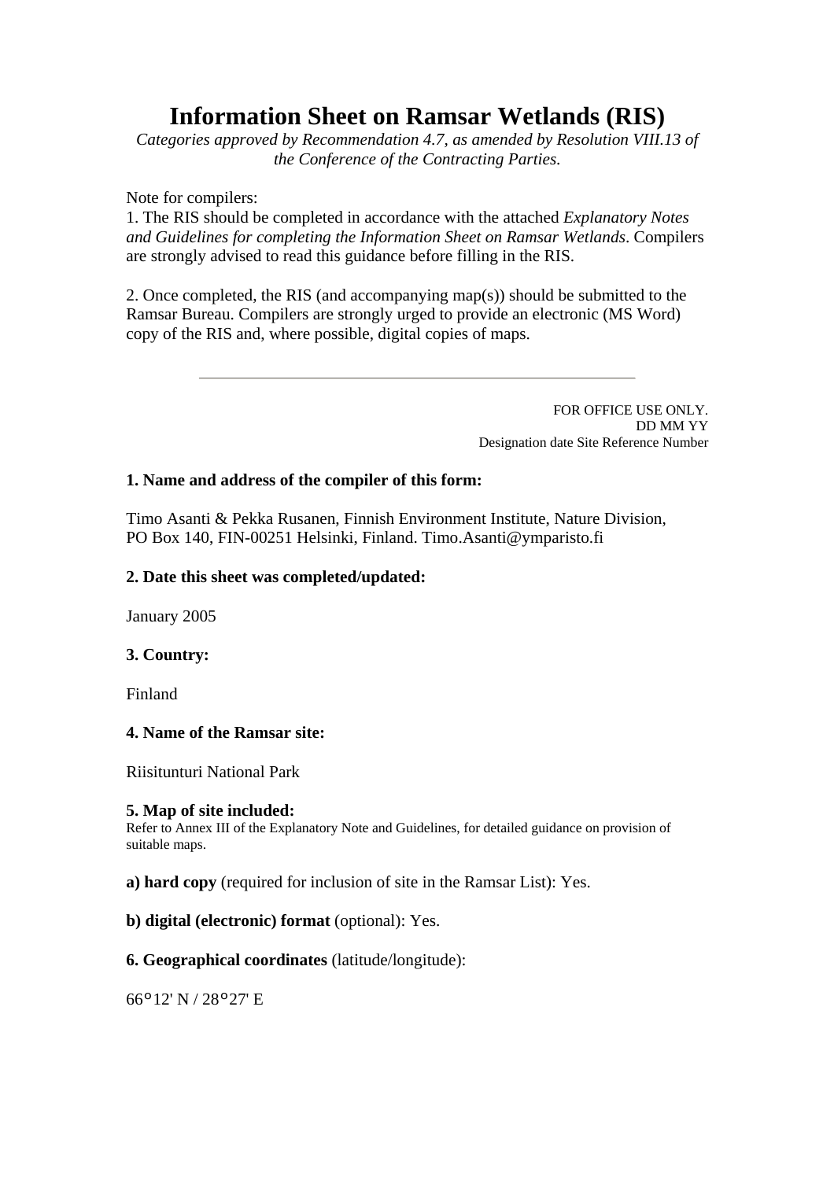# Information Sheet on Ramsar Wetlands (RIS)

*Categories approved by Recommendation 4.7, as amended by Resolution VIII.13 of the Conference of the Contracting Parties.*

Note for compilers:
1. The RIS should be completed in accordance with the attached *Explanatory Notes and Guidelines for completing the Information Sheet on Ramsar Wetlands*. Compilers are strongly advised to read this guidance before filling in the RIS.

2. Once completed, the RIS (and accompanying map(s)) should be submitted to the Ramsar Bureau. Compilers are strongly urged to provide an electronic (MS Word) copy of the RIS and, where possible, digital copies of maps.

---

FOR OFFICE USE ONLY.
DD MM YY
Designation date Site Reference Number

**1. Name and address of the compiler of this form:**

Timo Asanti & Pekka Rusanen, Finnish Environment Institute, Nature Division, PO Box 140, FIN-00251 Helsinki, Finland. Timo.Asanti@ymparisto.fi

**2. Date this sheet was completed/updated:**

January 2005

**3. Country:**

Finland

**4. Name of the Ramsar site:**

Riisitunturi National Park

**5. Map of site included:**
Refer to Annex III of the Explanatory Note and Guidelines, for detailed guidance on provision of suitable maps.

**a) hard copy** (required for inclusion of site in the Ramsar List): Yes.

**b) digital (electronic) format** (optional): Yes.

**6. Geographical coordinates** (latitude/longitude):

66°12' N / 28°27' E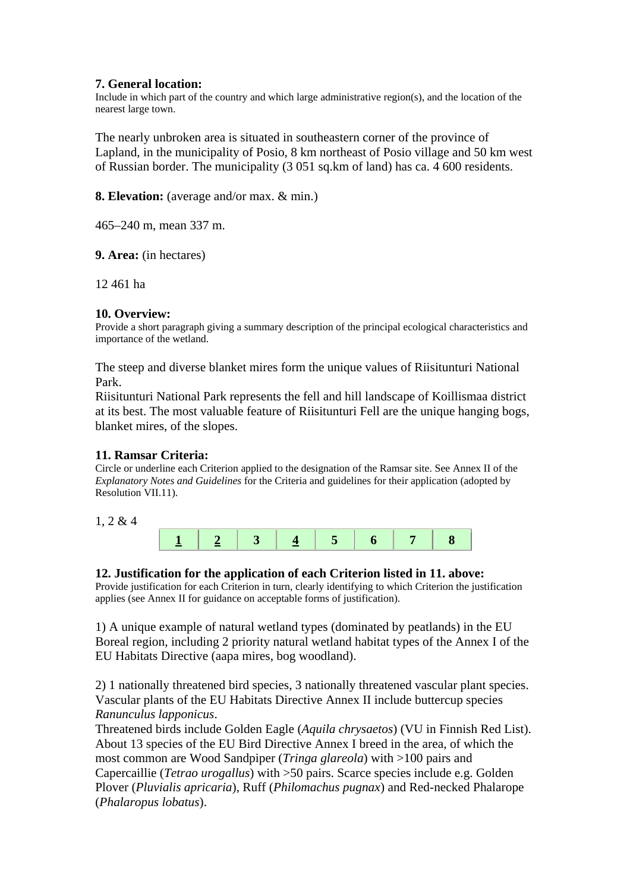**7. General location:**

Include in which part of the country and which large administrative region(s), and the location of the nearest large town.

The nearly unbroken area is situated in southeastern corner of the province of Lapland, in the municipality of Posio, 8 km northeast of Posio village and 50 km west of Russian border. The municipality (3 051 sq.km of land) has ca. 4 600 residents.

**8. Elevation:** (average and/or max. & min.)

465–240 m, mean 337 m.

**9. Area:** (in hectares)

12 461 ha

**10. Overview:**

Provide a short paragraph giving a summary description of the principal ecological characteristics and importance of the wetland.

The steep and diverse blanket mires form the unique values of Riisitunturi National Park.
Riisitunturi National Park represents the fell and hill landscape of Koillismaa district at its best. The most valuable feature of Riisitunturi Fell are the unique hanging bogs, blanket mires, of the slopes.

**11. Ramsar Criteria:**

Circle or underline each Criterion applied to the designation of the Ramsar site. See Annex II of the *Explanatory Notes and Guidelines* for the Criteria and guidelines for their application (adopted by Resolution VII.11).

1, 2 & 4

| **<u>1</u>** | **<u>2</u>** | **3** | **<u>4</u>** | **5** | **6** | **7** | **8** |
|---|---|---|---|---|---|---|---|

**12. Justification for the application of each Criterion listed in 11. above:**

Provide justification for each Criterion in turn, clearly identifying to which Criterion the justification applies (see Annex II for guidance on acceptable forms of justification).

1) A unique example of natural wetland types (dominated by peatlands) in the EU Boreal region, including 2 priority natural wetland habitat types of the Annex I of the EU Habitats Directive (aapa mires, bog woodland).

2) 1 nationally threatened bird species, 3 nationally threatened vascular plant species. Vascular plants of the EU Habitats Directive Annex II include buttercup species *Ranunculus lapponicus*.
Threatened birds include Golden Eagle (*Aquila chrysaetos*) (VU in Finnish Red List). About 13 species of the EU Bird Directive Annex I breed in the area, of which the most common are Wood Sandpiper (*Tringa glareola*) with >100 pairs and Capercaillie (*Tetrao urogallus*) with >50 pairs. Scarce species include e.g. Golden Plover (*Pluvialis apricaria*), Ruff (*Philomachus pugnax*) and Red-necked Phalarope (*Phalaropus lobatus*).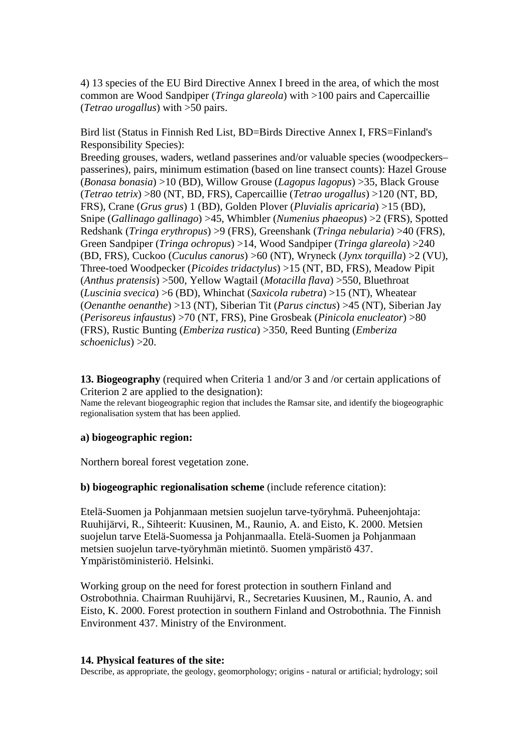4) 13 species of the EU Bird Directive Annex I breed in the area, of which the most common are Wood Sandpiper (*Tringa glareola*) with >100 pairs and Capercaillie (*Tetrao urogallus*) with >50 pairs.

Bird list (Status in Finnish Red List, BD=Birds Directive Annex I, FRS=Finland's Responsibility Species):
Breeding grouses, waders, wetland passerines and/or valuable species (woodpeckers–passerines), pairs, minimum estimation (based on line transect counts): Hazel Grouse (*Bonasa bonasia*) >10 (BD), Willow Grouse (*Lagopus lagopus*) >35, Black Grouse (*Tetrao tetrix*) >80 (NT, BD, FRS), Capercaillie (*Tetrao urogallus*) >120 (NT, BD, FRS), Crane (*Grus grus*) 1 (BD), Golden Plover (*Pluvialis apricaria*) >15 (BD), Snipe (*Gallinago gallinago*) >45, Whimbler (*Numenius phaeopus*) >2 (FRS), Spotted Redshank (*Tringa erythropus*) >9 (FRS), Greenshank (*Tringa nebularia*) >40 (FRS), Green Sandpiper (*Tringa ochropus*) >14, Wood Sandpiper (*Tringa glareola*) >240 (BD, FRS), Cuckoo (*Cuculus canorus*) >60 (NT), Wryneck (*Jynx torquilla*) >2 (VU), Three-toed Woodpecker (*Picoides tridactylus*) >15 (NT, BD, FRS), Meadow Pipit (*Anthus pratensis*) >500, Yellow Wagtail (*Motacilla flava*) >550, Bluethroat (*Luscinia svecica*) >6 (BD), Whinchat (*Saxicola rubetra*) >15 (NT), Wheatear (*Oenanthe oenanthe*) >13 (NT), Siberian Tit (*Parus cinctus*) >45 (NT), Siberian Jay (*Perisoreus infaustus*) >70 (NT, FRS), Pine Grosbeak (*Pinicola enucleator*) >80 (FRS), Rustic Bunting (*Emberiza rustica*) >350, Reed Bunting (*Emberiza schoeniclus*) >20.

**13. Biogeography** (required when Criteria 1 and/or 3 and /or certain applications of Criterion 2 are applied to the designation):
Name the relevant biogeographic region that includes the Ramsar site, and identify the biogeographic regionalisation system that has been applied.

**a) biogeographic region:**

Northern boreal forest vegetation zone.

**b) biogeographic regionalisation scheme** (include reference citation):

Etelä-Suomen ja Pohjanmaan metsien suojelun tarve-työryhmä. Puheenjohtaja: Ruuhijärvi, R., Sihteerit: Kuusinen, M., Raunio, A. and Eisto, K. 2000. Metsien suojelun tarve Etelä-Suomessa ja Pohjanmaalla. Etelä-Suomen ja Pohjanmaan metsien suojelun tarve-työryhmän mietintö. Suomen ympäristö 437. Ympäristöministeriö. Helsinki.

Working group on the need for forest protection in southern Finland and Ostrobothnia. Chairman Ruuhijärvi, R., Secretaries Kuusinen, M., Raunio, A. and Eisto, K. 2000. Forest protection in southern Finland and Ostrobothnia. The Finnish Environment 437. Ministry of the Environment.

**14. Physical features of the site:**
Describe, as appropriate, the geology, geomorphology; origins - natural or artificial; hydrology; soil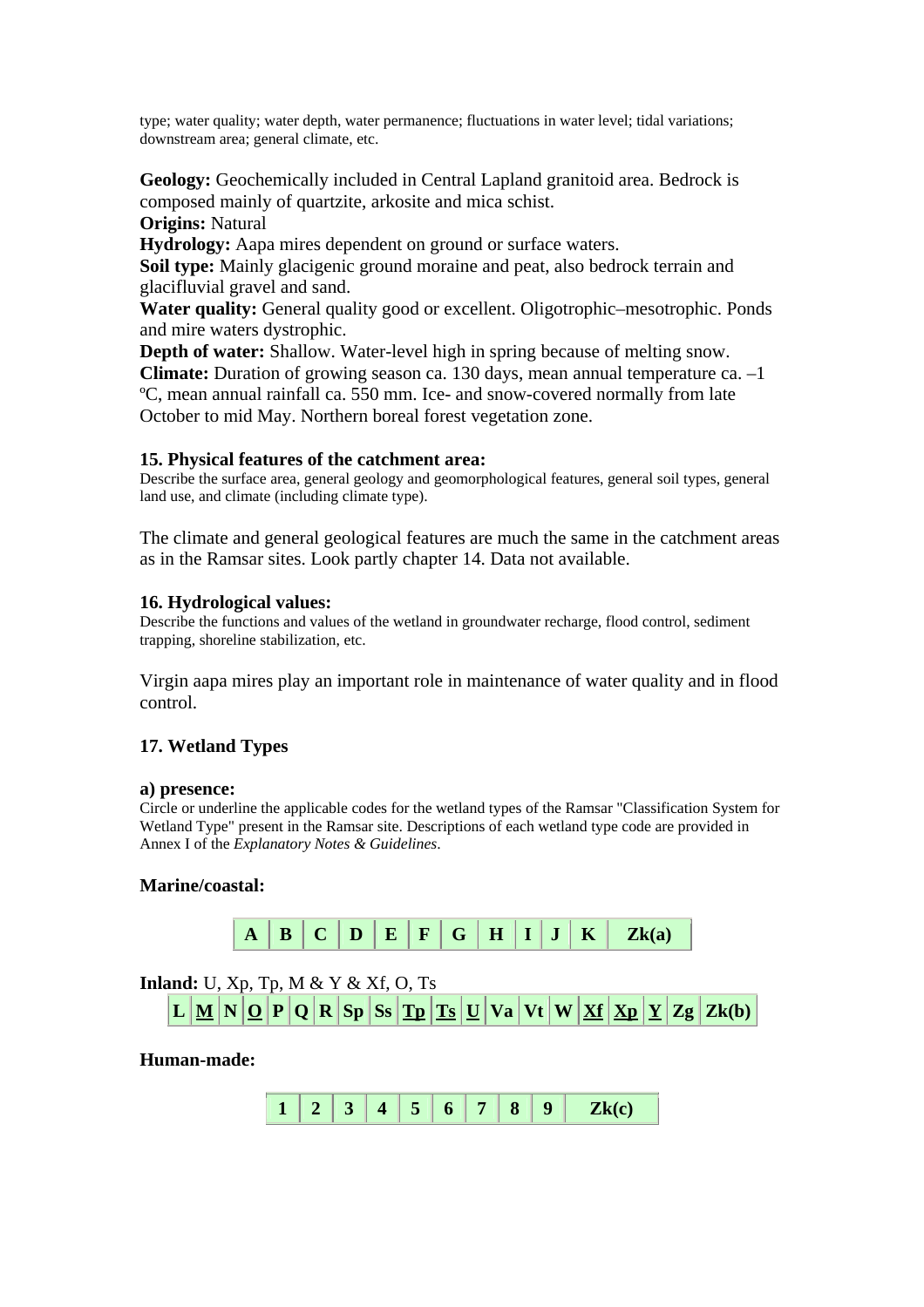type; water quality; water depth, water permanence; fluctuations in water level; tidal variations; downstream area; general climate, etc.

**Geology:** Geochemically included in Central Lapland granitoid area. Bedrock is composed mainly of quartzite, arkosite and mica schist.
**Origins:** Natural
**Hydrology:** Aapa mires dependent on ground or surface waters.
**Soil type:** Mainly glacigenic ground moraine and peat, also bedrock terrain and glacifluvial gravel and sand.
**Water quality:** General quality good or excellent. Oligotrophic–mesotrophic. Ponds and mire waters dystrophic.
**Depth of water:** Shallow. Water-level high in spring because of melting snow.
**Climate:** Duration of growing season ca. 130 days, mean annual temperature ca. –1 ºC, mean annual rainfall ca. 550 mm. Ice- and snow-covered normally from late October to mid May. Northern boreal forest vegetation zone.

**15. Physical features of the catchment area:**
Describe the surface area, general geology and geomorphological features, general soil types, general land use, and climate (including climate type).

The climate and general geological features are much the same in the catchment areas as in the Ramsar sites. Look partly chapter 14. Data not available.

**16. Hydrological values:**
Describe the functions and values of the wetland in groundwater recharge, flood control, sediment trapping, shoreline stabilization, etc.

Virgin aapa mires play an important role in maintenance of water quality and in flood control.

**17. Wetland Types**

**a) presence:**
Circle or underline the applicable codes for the wetland types of the Ramsar "Classification System for Wetland Type" present in the Ramsar site. Descriptions of each wetland type code are provided in Annex I of the *Explanatory Notes & Guidelines*.

**Marine/coastal:**

| A | B | C | D | E | F | G | H | I | J | K | Zk(a) |
|---|---|---|---|---|---|---|---|---|---|---|---|

**Inland:** U, Xp, Tp, M & Y & Xf, O, Ts

| L | <u>M</u> | N | <u>O</u> | P | Q | R | Sp | Ss | <u>Tp</u> | <u>Ts</u> | <u>U</u> | Va | Vt | W | <u>Xf</u> | <u>Xp</u> | <u>Y</u> | Zg | Zk(b) |
|---|---|---|---|---|---|---|---|---|---|---|---|---|---|---|---|---|---|---|---|

**Human-made:**

| 1 | 2 | 3 | 4 | 5 | 6 | 7 | 8 | 9 | Zk(c) |
|---|---|---|---|---|---|---|---|---|---|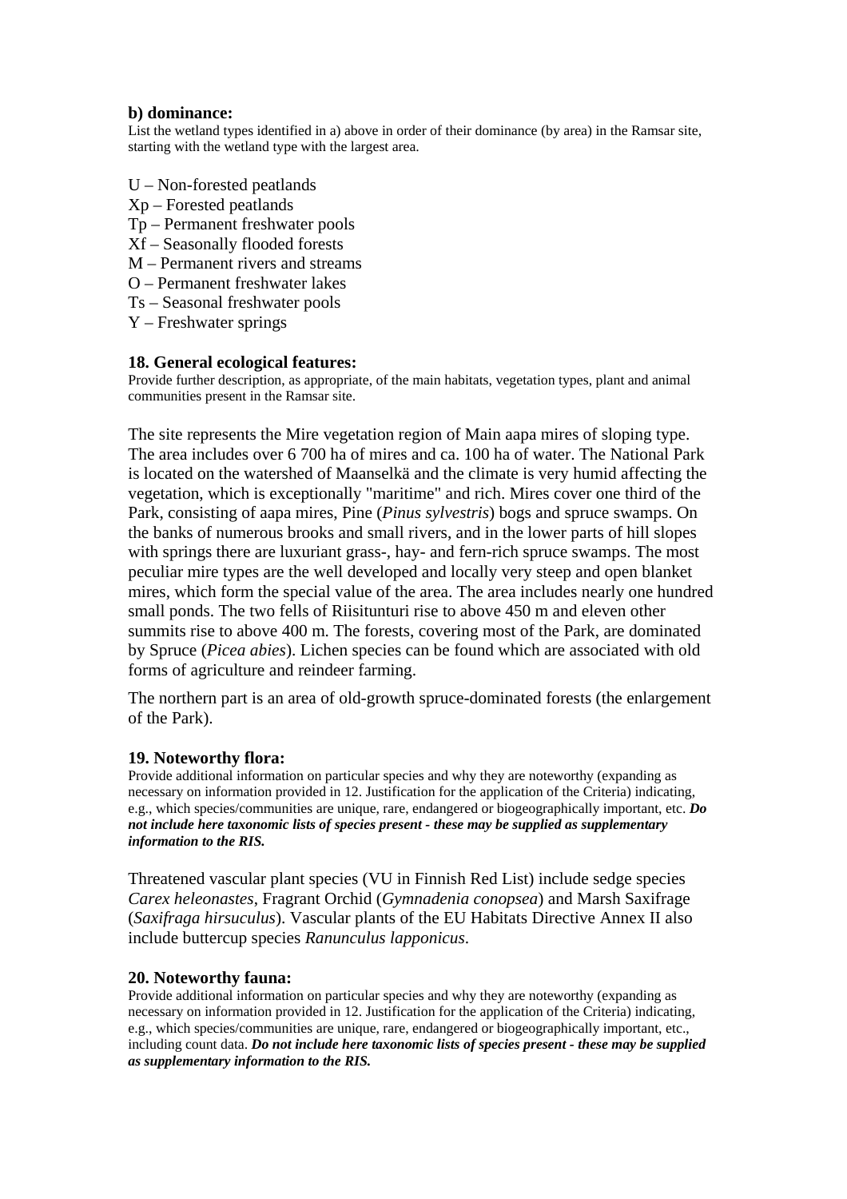**b) dominance:**

List the wetland types identified in a) above in order of their dominance (by area) in the Ramsar site, starting with the wetland type with the largest area.

U – Non-forested peatlands
Xp – Forested peatlands
Tp – Permanent freshwater pools
Xf – Seasonally flooded forests
M – Permanent rivers and streams
O – Permanent freshwater lakes
Ts – Seasonal freshwater pools
Y – Freshwater springs

**18. General ecological features:**

Provide further description, as appropriate, of the main habitats, vegetation types, plant and animal communities present in the Ramsar site.

The site represents the Mire vegetation region of Main aapa mires of sloping type. The area includes over 6 700 ha of mires and ca. 100 ha of water. The National Park is located on the watershed of Maanselkä and the climate is very humid affecting the vegetation, which is exceptionally "maritime" and rich. Mires cover one third of the Park, consisting of aapa mires, Pine (*Pinus sylvestris*) bogs and spruce swamps. On the banks of numerous brooks and small rivers, and in the lower parts of hill slopes with springs there are luxuriant grass-, hay- and fern-rich spruce swamps. The most peculiar mire types are the well developed and locally very steep and open blanket mires, which form the special value of the area. The area includes nearly one hundred small ponds. The two fells of Riisitunturi rise to above 450 m and eleven other summits rise to above 400 m. The forests, covering most of the Park, are dominated by Spruce (*Picea abies*). Lichen species can be found which are associated with old forms of agriculture and reindeer farming.

The northern part is an area of old-growth spruce-dominated forests (the enlargement of the Park).

**19. Noteworthy flora:**

Provide additional information on particular species and why they are noteworthy (expanding as necessary on information provided in 12. Justification for the application of the Criteria) indicating, e.g., which species/communities are unique, rare, endangered or biogeographically important, etc. ***Do not include here taxonomic lists of species present - these may be supplied as supplementary information to the RIS.***

Threatened vascular plant species (VU in Finnish Red List) include sedge species *Carex heleonastes*, Fragrant Orchid (*Gymnadenia conopsea*) and Marsh Saxifrage (*Saxifraga hirsuculus*). Vascular plants of the EU Habitats Directive Annex II also include buttercup species *Ranunculus lapponicus*.

**20. Noteworthy fauna:**

Provide additional information on particular species and why they are noteworthy (expanding as necessary on information provided in 12. Justification for the application of the Criteria) indicating, e.g., which species/communities are unique, rare, endangered or biogeographically important, etc., including count data. ***Do not include here taxonomic lists of species present - these may be supplied as supplementary information to the RIS.***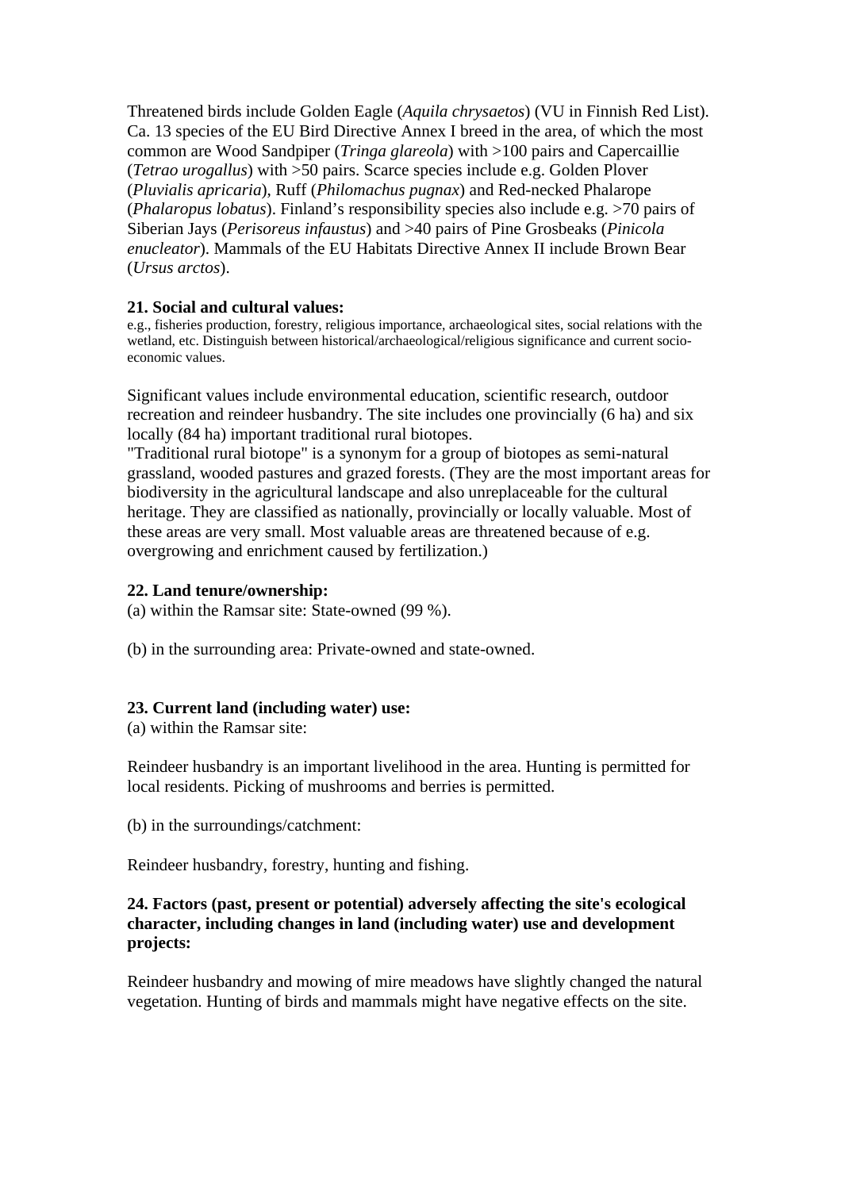Threatened birds include Golden Eagle (*Aquila chrysaetos*) (VU in Finnish Red List). Ca. 13 species of the EU Bird Directive Annex I breed in the area, of which the most common are Wood Sandpiper (*Tringa glareola*) with >100 pairs and Capercaillie (*Tetrao urogallus*) with >50 pairs. Scarce species include e.g. Golden Plover (*Pluvialis apricaria*), Ruff (*Philomachus pugnax*) and Red-necked Phalarope (*Phalaropus lobatus*). Finland's responsibility species also include e.g. >70 pairs of Siberian Jays (*Perisoreus infaustus*) and >40 pairs of Pine Grosbeaks (*Pinicola enucleator*). Mammals of the EU Habitats Directive Annex II include Brown Bear (*Ursus arctos*).

**21. Social and cultural values:**

e.g., fisheries production, forestry, religious importance, archaeological sites, social relations with the wetland, etc. Distinguish between historical/archaeological/religious significance and current socio-economic values.

Significant values include environmental education, scientific research, outdoor recreation and reindeer husbandry. The site includes one provincially (6 ha) and six locally (84 ha) important traditional rural biotopes.

"Traditional rural biotope" is a synonym for a group of biotopes as semi-natural grassland, wooded pastures and grazed forests. (They are the most important areas for biodiversity in the agricultural landscape and also unreplaceable for the cultural heritage. They are classified as nationally, provincially or locally valuable. Most of these areas are very small. Most valuable areas are threatened because of e.g. overgrowing and enrichment caused by fertilization.)

**22. Land tenure/ownership:**

(a) within the Ramsar site: State-owned (99 %).

(b) in the surrounding area: Private-owned and state-owned.

**23. Current land (including water) use:**

(a) within the Ramsar site:

Reindeer husbandry is an important livelihood in the area. Hunting is permitted for local residents. Picking of mushrooms and berries is permitted.

(b) in the surroundings/catchment:

Reindeer husbandry, forestry, hunting and fishing.

**24. Factors (past, present or potential) adversely affecting the site's ecological character, including changes in land (including water) use and development projects:**

Reindeer husbandry and mowing of mire meadows have slightly changed the natural vegetation. Hunting of birds and mammals might have negative effects on the site.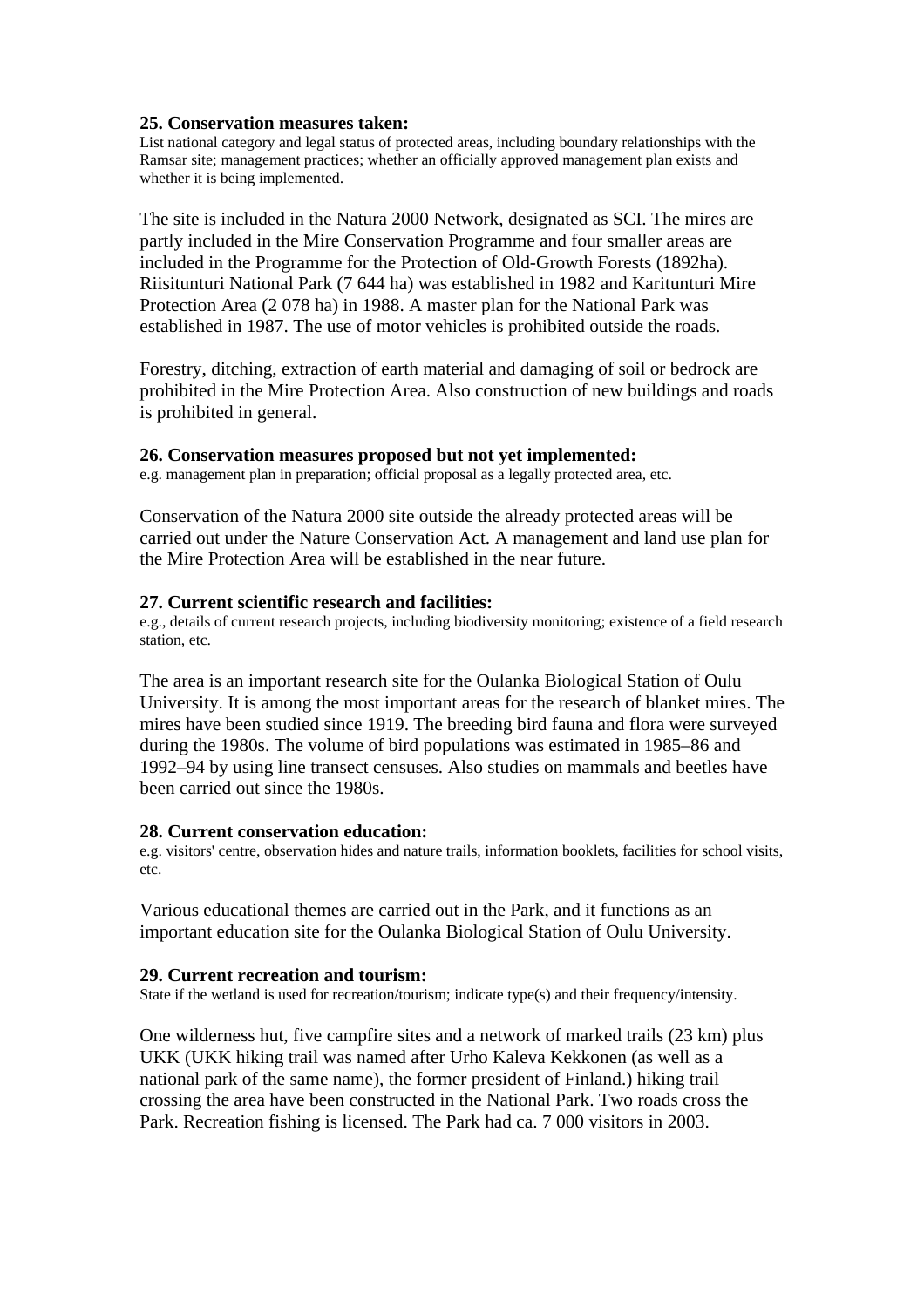**25. Conservation measures taken:**

List national category and legal status of protected areas, including boundary relationships with the Ramsar site; management practices; whether an officially approved management plan exists and whether it is being implemented.

The site is included in the Natura 2000 Network, designated as SCI. The mires are partly included in the Mire Conservation Programme and four smaller areas are included in the Programme for the Protection of Old-Growth Forests (1892ha). Riisitunturi National Park (7 644 ha) was established in 1982 and Karitunturi Mire Protection Area (2 078 ha) in 1988. A master plan for the National Park was established in 1987. The use of motor vehicles is prohibited outside the roads.

Forestry, ditching, extraction of earth material and damaging of soil or bedrock are prohibited in the Mire Protection Area. Also construction of new buildings and roads is prohibited in general.

**26. Conservation measures proposed but not yet implemented:**

e.g. management plan in preparation; official proposal as a legally protected area, etc.

Conservation of the Natura 2000 site outside the already protected areas will be carried out under the Nature Conservation Act. A management and land use plan for the Mire Protection Area will be established in the near future.

**27. Current scientific research and facilities:**

e.g., details of current research projects, including biodiversity monitoring; existence of a field research station, etc.

The area is an important research site for the Oulanka Biological Station of Oulu University. It is among the most important areas for the research of blanket mires. The mires have been studied since 1919. The breeding bird fauna and flora were surveyed during the 1980s. The volume of bird populations was estimated in 1985–86 and 1992–94 by using line transect censuses. Also studies on mammals and beetles have been carried out since the 1980s.

**28. Current conservation education:**

e.g. visitors' centre, observation hides and nature trails, information booklets, facilities for school visits, etc.

Various educational themes are carried out in the Park, and it functions as an important education site for the Oulanka Biological Station of Oulu University.

**29. Current recreation and tourism:**

State if the wetland is used for recreation/tourism; indicate type(s) and their frequency/intensity.

One wilderness hut, five campfire sites and a network of marked trails (23 km) plus UKK (UKK hiking trail was named after Urho Kaleva Kekkonen (as well as a national park of the same name), the former president of Finland.) hiking trail crossing the area have been constructed in the National Park. Two roads cross the Park. Recreation fishing is licensed. The Park had ca. 7 000 visitors in 2003.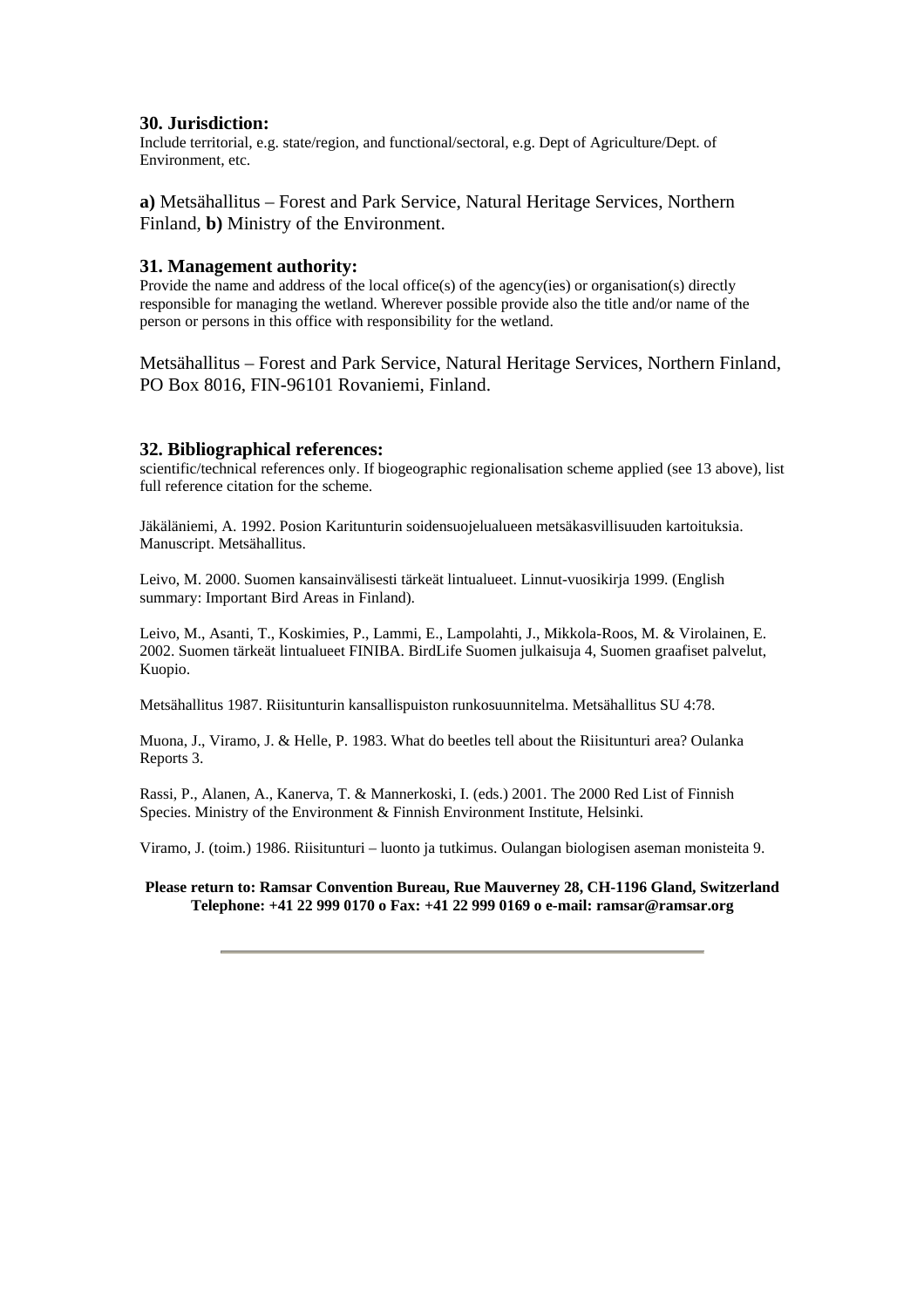**30. Jurisdiction:**

Include territorial, e.g. state/region, and functional/sectoral, e.g. Dept of Agriculture/Dept. of Environment, etc.

**a)** Metsähallitus – Forest and Park Service, Natural Heritage Services, Northern Finland, **b)** Ministry of the Environment.

**31. Management authority:**

Provide the name and address of the local office(s) of the agency(ies) or organisation(s) directly responsible for managing the wetland. Wherever possible provide also the title and/or name of the person or persons in this office with responsibility for the wetland.

Metsähallitus – Forest and Park Service, Natural Heritage Services, Northern Finland, PO Box 8016, FIN-96101 Rovaniemi, Finland.

**32. Bibliographical references:**

scientific/technical references only. If biogeographic regionalisation scheme applied (see 13 above), list full reference citation for the scheme.

Jäkäläniemi, A. 1992. Posion Karitunturin soidensuojelualueen metsäkasvillisuuden kartoituksia. Manuscript. Metsähallitus.

Leivo, M. 2000. Suomen kansainvälisesti tärkeät lintualueet. Linnut-vuosikirja 1999. (English summary: Important Bird Areas in Finland).

Leivo, M., Asanti, T., Koskimies, P., Lammi, E., Lampolahti, J., Mikkola-Roos, M. & Virolainen, E. 2002. Suomen tärkeät lintualueet FINIBA. BirdLife Suomen julkaisuja 4, Suomen graafiset palvelut, Kuopio.

Metsähallitus 1987. Riisitunturin kansallispuiston runkosuunnitelma. Metsähallitus SU 4:78.

Muona, J., Viramo, J. & Helle, P. 1983. What do beetles tell about the Riisitunturi area? Oulanka Reports 3.

Rassi, P., Alanen, A., Kanerva, T. & Mannerkoski, I. (eds.) 2001. The 2000 Red List of Finnish Species. Ministry of the Environment & Finnish Environment Institute, Helsinki.

Viramo, J. (toim.) 1986. Riisitunturi – luonto ja tutkimus. Oulangan biologisen aseman monisteita 9.

**Please return to: Ramsar Convention Bureau, Rue Mauverney 28, CH-1196 Gland, Switzerland**
**Telephone: +41 22 999 0170 o Fax: +41 22 999 0169 o e-mail: ramsar@ramsar.org**